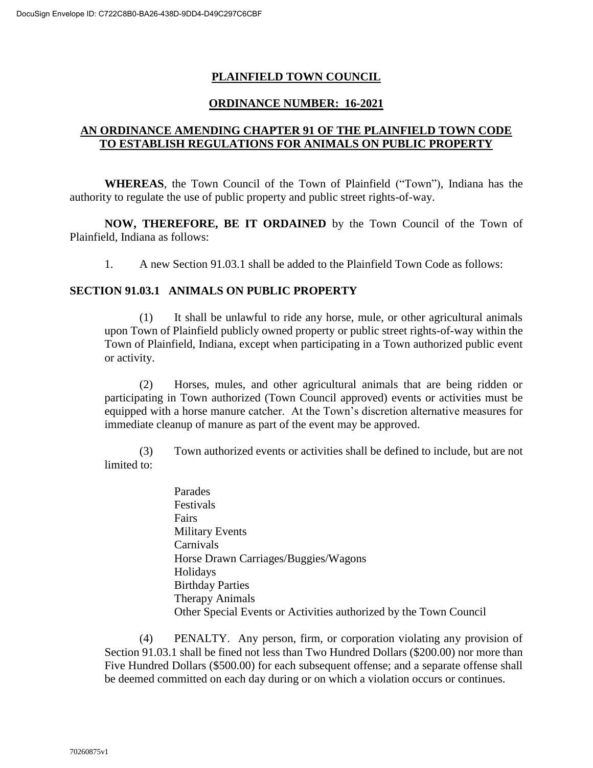# PLAINFIELD TOWN COUNCIL

## ORDINANCE NUMBER: 16-2021

## AN ORDINANCE AMENDING CHAPTER 91 OF THE PLAINFIELD TOWN CODE TO ESTABLISH REGULATIONS FOR ANIMALS ON PUBLIC PROPERTY

**WHEREAS**, the Town Council of the Town of Plainfield ("Town"), Indiana has the authority to regulate the use of public property and public street rights-of-way.

**NOW, THEREFORE, BE IT ORDAINED** by the Town Council of the Town of Plainfield, Indiana as follows:

1. A new Section 91.03.1 shall be added to the Plainfield Town Code as follows:

### SECTION 91.03.1 ANIMALS ON PUBLIC PROPERTY

(1) It shall be unlawful to ride any horse, mule, or other agricultural animals upon Town of Plainfield publicly owned property or public street rights-of-way within the Town of Plainfield, Indiana, except when participating in a Town authorized public event or activity.

(2) Horses, mules, and other agricultural animals that are being ridden or participating in Town authorized (Town Council approved) events or activities must be equipped with a horse manure catcher. At the Town's discretion alternative measures for immediate cleanup of manure as part of the event may be approved.

(3) Town authorized events or activities shall be defined to include, but are not limited to:

- Parades
- Festivals
- Fairs
- Military Events
- Carnivals
- Horse Drawn Carriages/Buggies/Wagons
- Holidays
- Birthday Parties
- Therapy Animals
- Other Special Events or Activities authorized by the Town Council

(4) PENALTY. Any person, firm, or corporation violating any provision of Section 91.03.1 shall be fined not less than Two Hundred Dollars ($200.00) nor more than Five Hundred Dollars ($500.00) for each subsequent offense; and a separate offense shall be deemed committed on each day during or on which a violation occurs or continues.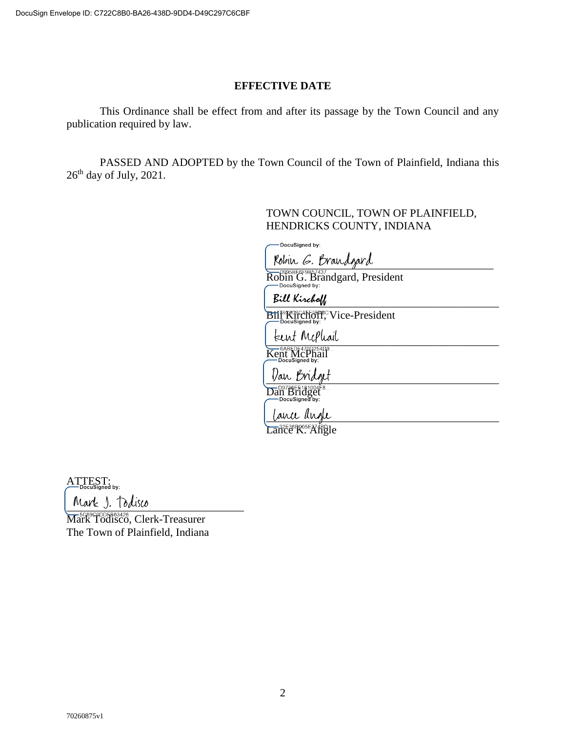## EFFECTIVE DATE

This Ordinance shall be effect from and after its passage by the Town Council and any publication required by law.

PASSED AND ADOPTED by the Town Council of the Town of Plainfield, Indiana this 26th day of July, 2021.

TOWN COUNCIL, TOWN OF PLAINFIELD,
HENDRICKS COUNTY, INDIANA

DocuSigned by:
Robin G. Brandgard
0995BF6F9B57437...
Robin G. Brandgard, President

DocuSigned by:
Bill Kirchoff
Bill Kirchoff, Vice-President

DocuSigned by:
Kent McPhail
6ABEDE470D254D9...
Kent McPhail

DocuSigned by:
Dan Bridget
D9736EE181004F8...
Dan Bridget

DocuSigned by:
Lance Angle
32E36B005F374BD...
Lance K. Angle

ATTEST:
DocuSigned by:
Mark J. Todisco
5C89C0DDEB63426...
Mark Todisco, Clerk-Treasurer
The Town of Plainfield, Indiana

70260875v1